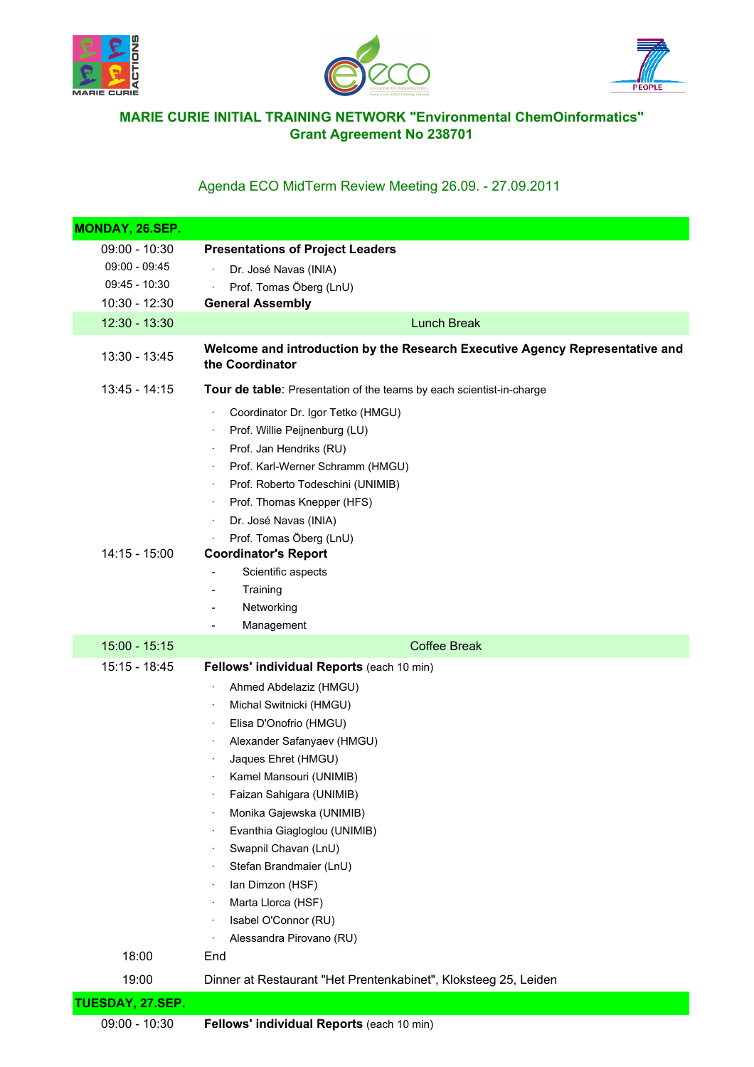## MARIE CURIE INITIAL TRAINING NETWORK "Environmental ChemOinformatics"
## Grant Agreement No 238701

Agenda ECO MidTerm Review Meeting 26.09. - 27.09.2011

| **MONDAY, 26.SEP.** | |
|---|---|
| 09:00 - 10:30 | **Presentations of Project Leaders** |
| 09:00 - 09:45 | · Dr. José Navas (INIA) |
| 09:45 - 10:30 | · Prof. Tomas Öberg (LnU) |
| 10:30 - 12:30 | **General Assembly** |
| 12:30 - 13:30 | Lunch Break |
| 13:30 - 13:45 | **Welcome and introduction by the Research Executive Agency Representative and the Coordinator** |
| 13:45 - 14:15 | **Tour de table**: Presentation of the teams by each scientist-in-charge |
| | · Coordinator Dr. Igor Tetko (HMGU) |
| | · Prof. Willie Peijnenburg (LU) |
| | · Prof. Jan Hendriks (RU) |
| | · Prof. Karl-Werner Schramm (HMGU) |
| | · Prof. Roberto Todeschini (UNIMIB) |
| | · Prof. Thomas Knepper (HFS) |
| | · Dr. José Navas (INIA) |
| | · Prof. Tomas Öberg (LnU) |
| 14:15 - 15:00 | **Coordinator's Report** |
| | - Scientific aspects |
| | - Training |
| | - Networking |
| | - Management |
| 15:00 - 15:15 | Coffee Break |
| 15:15 - 18:45 | **Fellows' individual Reports** (each 10 min) |
| | · Ahmed Abdelaziz (HMGU) |
| | · Michal Switnicki (HMGU) |
| | · Elisa D'Onofrio (HMGU) |
| | · Alexander Safanyaev (HMGU) |
| | · Jaques Ehret (HMGU) |
| | · Kamel Mansouri (UNIMIB) |
| | · Faizan Sahigara (UNIMIB) |
| | · Monika Gajewska (UNIMIB) |
| | · Evanthia Giagloglou (UNIMIB) |
| | · Swapnil Chavan (LnU) |
| | · Stefan Brandmaier (LnU) |
| | · Ian Dimzon (HSF) |
| | · Marta Llorca (HSF) |
| | · Isabel O'Connor (RU) |
| | · Alessandra Pirovano (RU) |
| 18:00 | End |
| 19:00 | Dinner at Restaurant "Het Prentenkabinet", Kloksteeg 25, Leiden |
| **TUESDAY, 27.SEP.** | |
| 09:00 - 10:30 | **Fellows' individual Reports** (each 10 min) |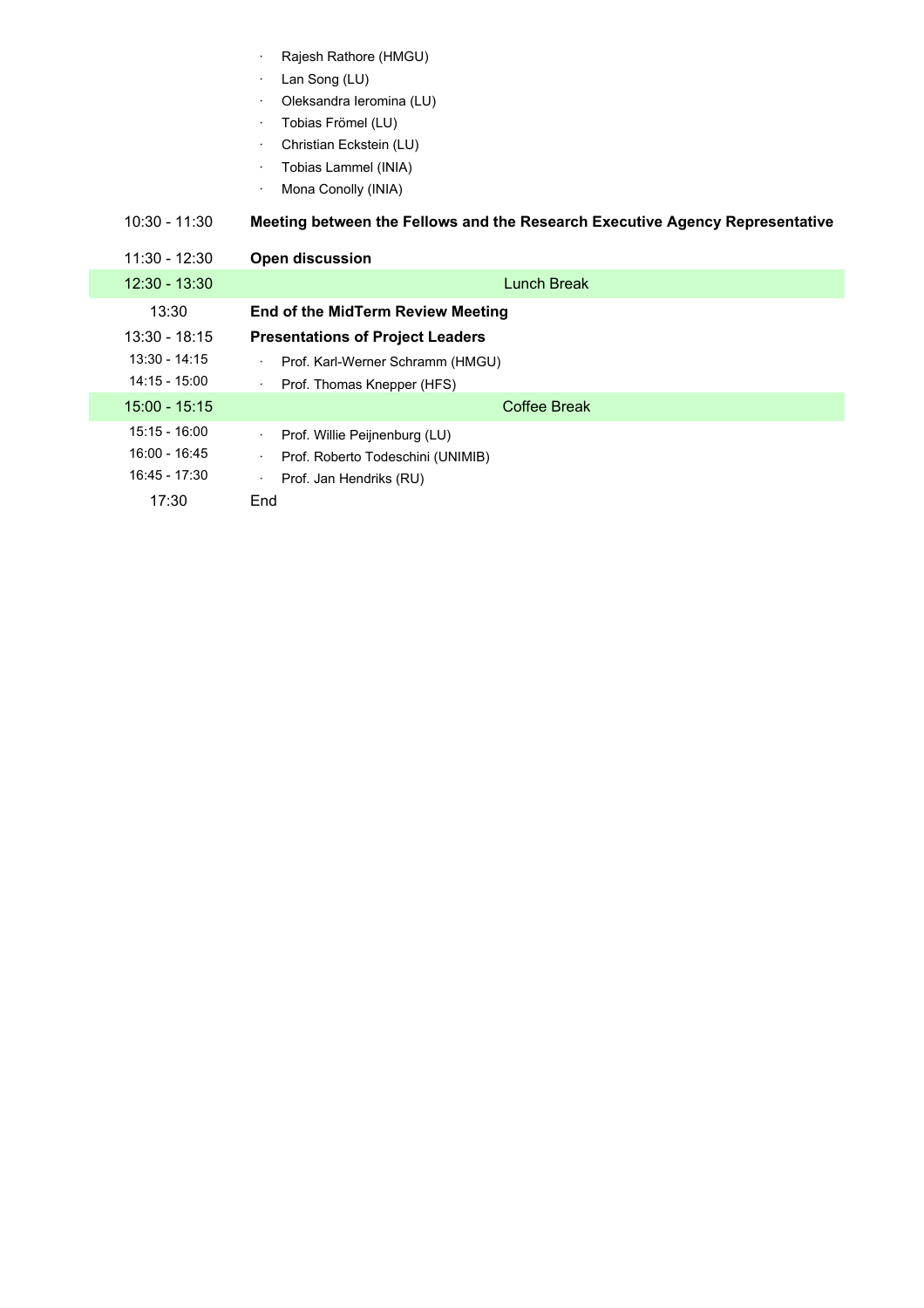| | |
|---|---|
| | · Rajesh Rathore (HMGU) |
| | · Lan Song (LU) |
| | · Oleksandra Ieromina (LU) |
| | · Tobias Frömel (LU) |
| | · Christian Eckstein (LU) |
| | · Tobias Lammel (INIA) |
| | · Mona Conolly (INIA) |
| 10:30 - 11:30 | **Meeting between the Fellows and the Research Executive Agency Representative** |
| 11:30 - 12:30 | **Open discussion** |
| 12:30 - 13:30 | Lunch Break |
| 13:30 | **End of the MidTerm Review Meeting** |
| 13:30 - 18:15 | **Presentations of Project Leaders** |
| 13:30 - 14:15 | · Prof. Karl-Werner Schramm (HMGU) |
| 14:15 - 15:00 | · Prof. Thomas Knepper (HFS) |
| 15:00 - 15:15 | Coffee Break |
| 15:15 - 16:00 | · Prof. Willie Peijnenburg (LU) |
| 16:00 - 16:45 | · Prof. Roberto Todeschini (UNIMIB) |
| 16:45 - 17:30 | · Prof. Jan Hendriks (RU) |
| 17:30 | End |